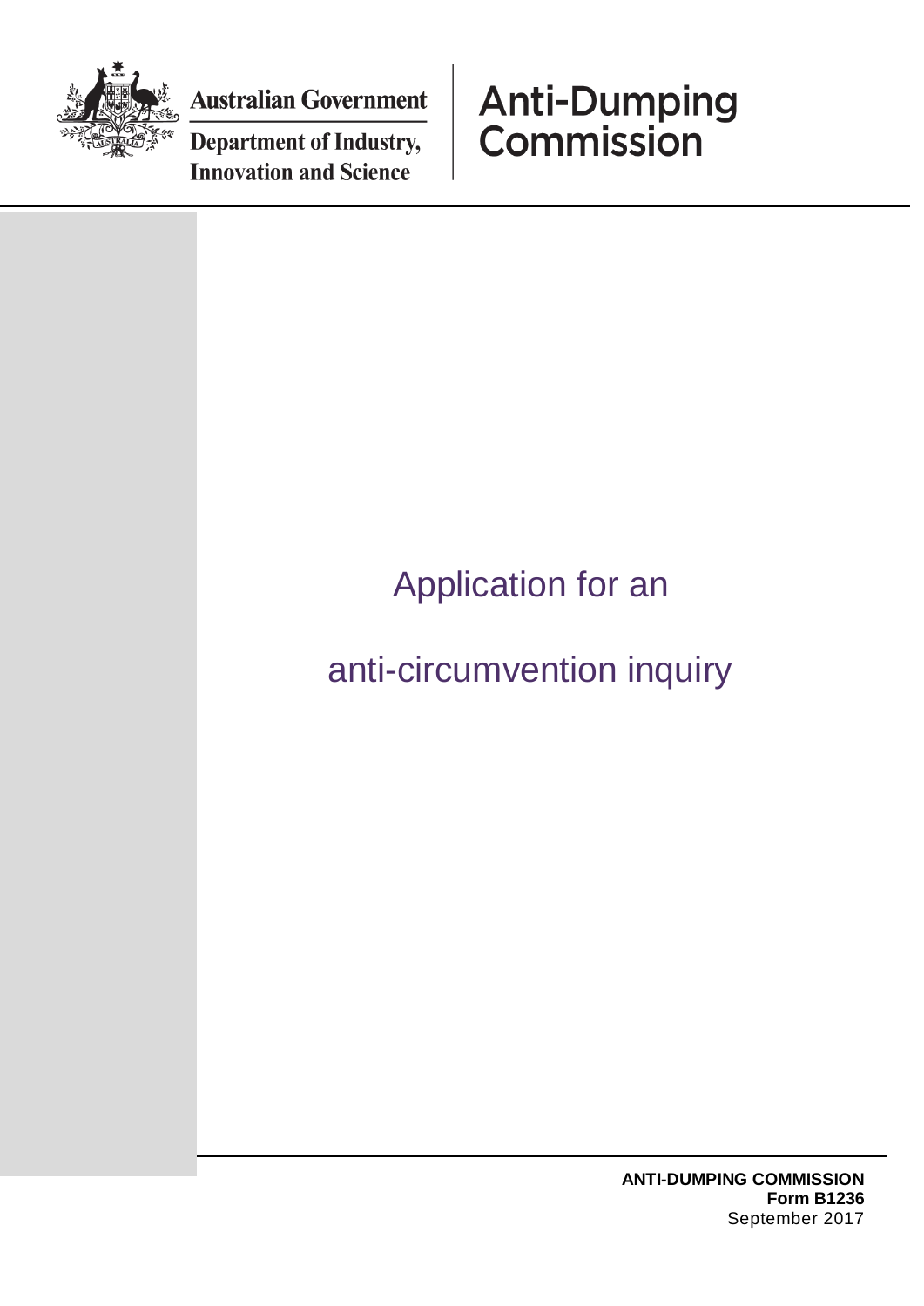Australian Government

Department of Industry, Innovation and Science

Anti-Dumping Commission

# Application for an anti-circumvention inquiry

**ANTI-DUMPING COMMISSION**
**Form B1236**
September 2017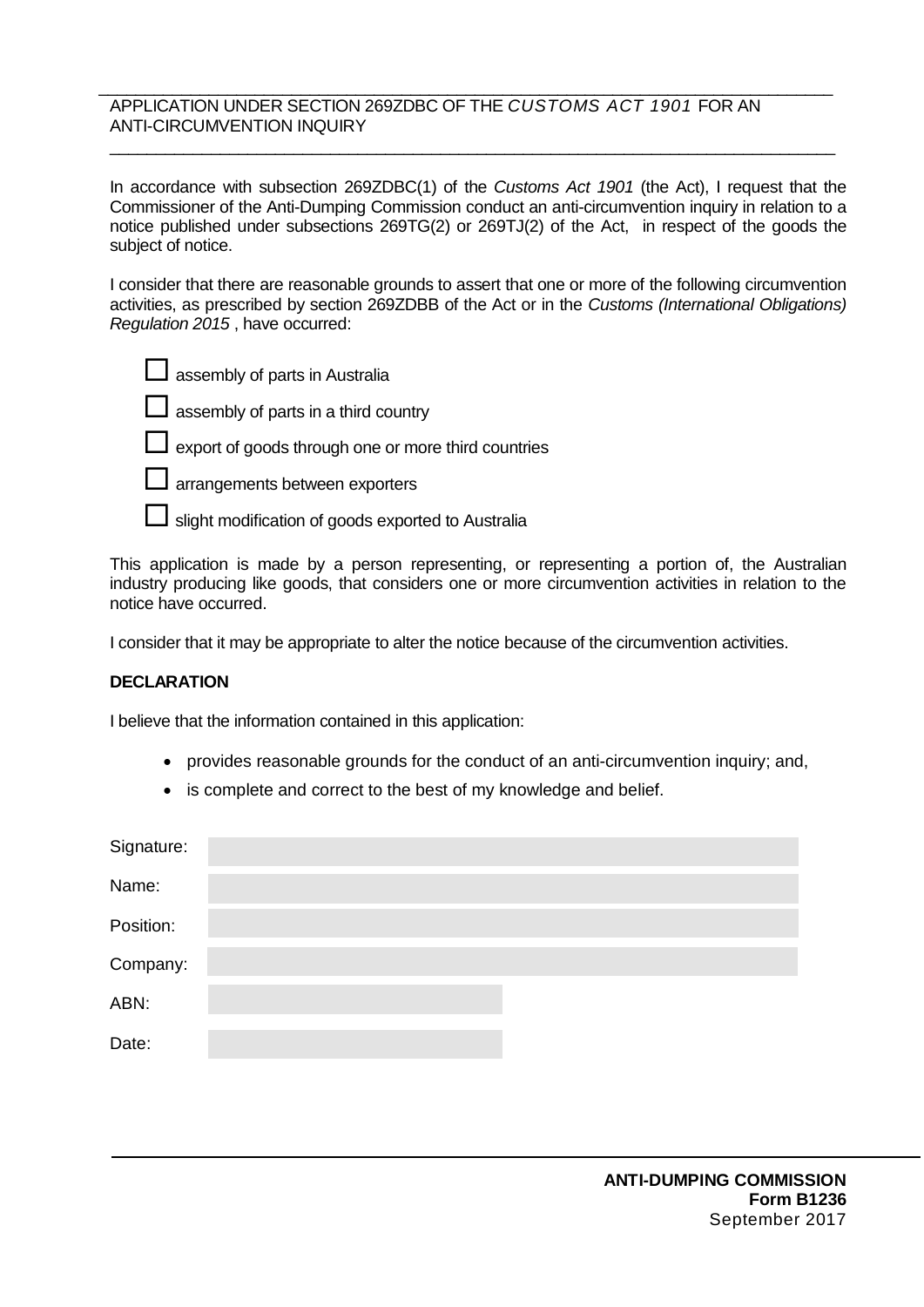APPLICATION UNDER SECTION 269ZDBC OF THE *CUSTOMS ACT 1901* FOR AN ANTI-CIRCUMVENTION INQUIRY

---

In accordance with subsection 269ZDBC(1) of the *Customs Act 1901* (the Act), I request that the Commissioner of the Anti-Dumping Commission conduct an anti-circumvention inquiry in relation to a notice published under subsections 269TG(2) or 269TJ(2) of the Act, in respect of the goods the subject of notice.

I consider that there are reasonable grounds to assert that one or more of the following circumvention activities, as prescribed by section 269ZDBB of the Act or in the *Customs (International Obligations) Regulation 2015* , have occurred:

- ☐ assembly of parts in Australia
- ☐ assembly of parts in a third country
- ☐ export of goods through one or more third countries
- ☐ arrangements between exporters
- ☐ slight modification of goods exported to Australia

This application is made by a person representing, or representing a portion of, the Australian industry producing like goods, that considers one or more circumvention activities in relation to the notice have occurred.

I consider that it may be appropriate to alter the notice because of the circumvention activities.

**DECLARATION**

I believe that the information contained in this application:

- provides reasonable grounds for the conduct of an anti-circumvention inquiry; and,
- is complete and correct to the best of my knowledge and belief.

| | |
|---|---|
| Signature: | |
| Name: | |
| Position: | |
| Company: | |
| ABN: | |
| Date: | |

**ANTI-DUMPING COMMISSION**
**Form B1236**
September 2017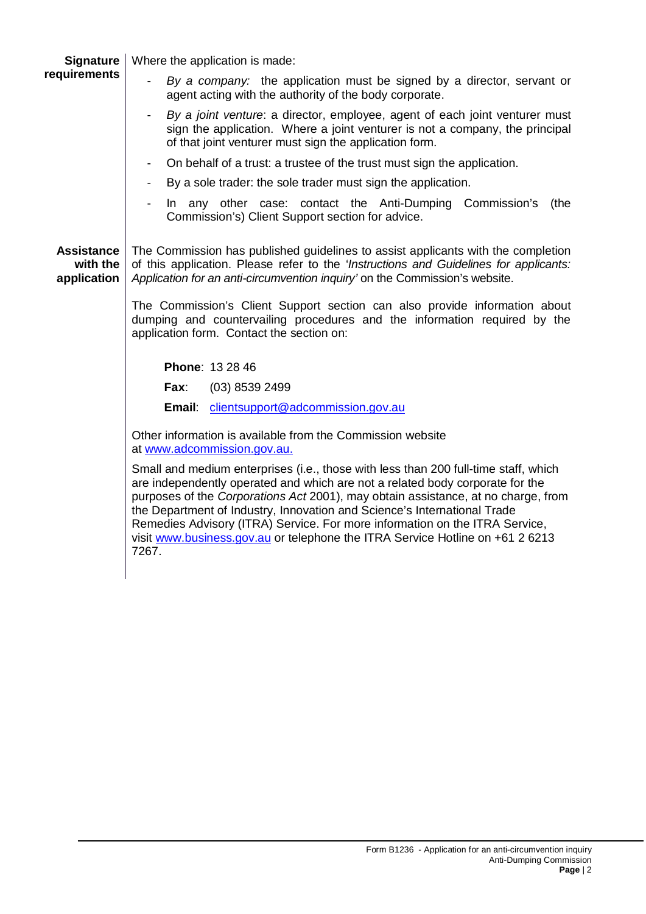**Signature requirements**

Where the application is made:

- *By a company:* the application must be signed by a director, servant or agent acting with the authority of the body corporate.
- *By a joint venture*: a director, employee, agent of each joint venturer must sign the application. Where a joint venturer is not a company, the principal of that joint venturer must sign the application form.
- On behalf of a trust: a trustee of the trust must sign the application.
- By a sole trader: the sole trader must sign the application.
- In any other case: contact the Anti-Dumping Commission's (the Commission's) Client Support section for advice.

**Assistance with the application**

The Commission has published guidelines to assist applicants with the completion of this application. Please refer to the '*Instructions and Guidelines for applicants: Application for an anti-circumvention inquiry'* on the Commission's website.

The Commission's Client Support section can also provide information about dumping and countervailing procedures and the information required by the application form. Contact the section on:

**Phone**: 13 28 46

**Fax**: (03) 8539 2499

**Email**: clientsupport@adcommission.gov.au

Other information is available from the Commission website at www.adcommission.gov.au.

Small and medium enterprises (i.e., those with less than 200 full-time staff, which are independently operated and which are not a related body corporate for the purposes of the *Corporations Act* 2001), may obtain assistance, at no charge, from the Department of Industry, Innovation and Science's International Trade Remedies Advisory (ITRA) Service. For more information on the ITRA Service, visit www.business.gov.au or telephone the ITRA Service Hotline on +61 2 6213 7267.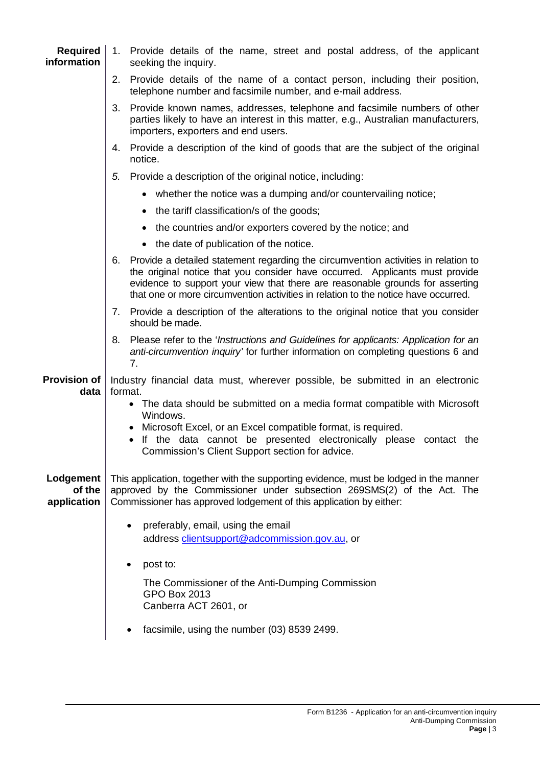**Required information**

1. Provide details of the name, street and postal address, of the applicant seeking the inquiry.
2. Provide details of the name of a contact person, including their position, telephone number and facsimile number, and e-mail address.
3. Provide known names, addresses, telephone and facsimile numbers of other parties likely to have an interest in this matter, e.g., Australian manufacturers, importers, exporters and end users.
4. Provide a description of the kind of goods that are the subject of the original notice.
5. Provide a description of the original notice, including:
   - whether the notice was a dumping and/or countervailing notice;
   - the tariff classification/s of the goods;
   - the countries and/or exporters covered by the notice; and
   - the date of publication of the notice.
6. Provide a detailed statement regarding the circumvention activities in relation to the original notice that you consider have occurred. Applicants must provide evidence to support your view that there are reasonable grounds for asserting that one or more circumvention activities in relation to the notice have occurred.
7. Provide a description of the alterations to the original notice that you consider should be made.
8. Please refer to the '*Instructions and Guidelines for applicants: Application for an anti-circumvention inquiry'* for further information on completing questions 6 and 7.

**Provision of data**

Industry financial data must, wherever possible, be submitted in an electronic format.

- The data should be submitted on a media format compatible with Microsoft Windows.
- Microsoft Excel, or an Excel compatible format, is required.
- If the data cannot be presented electronically please contact the Commission's Client Support section for advice.

**Lodgement of the application**

This application, together with the supporting evidence, must be lodged in the manner approved by the Commissioner under subsection 269SMS(2) of the Act. The Commissioner has approved lodgement of this application by either:

- preferably, email, using the email address clientsupport@adcommission.gov.au, or
- post to:

  The Commissioner of the Anti-Dumping Commission
  GPO Box 2013
  Canberra ACT 2601, or

- facsimile, using the number (03) 8539 2499.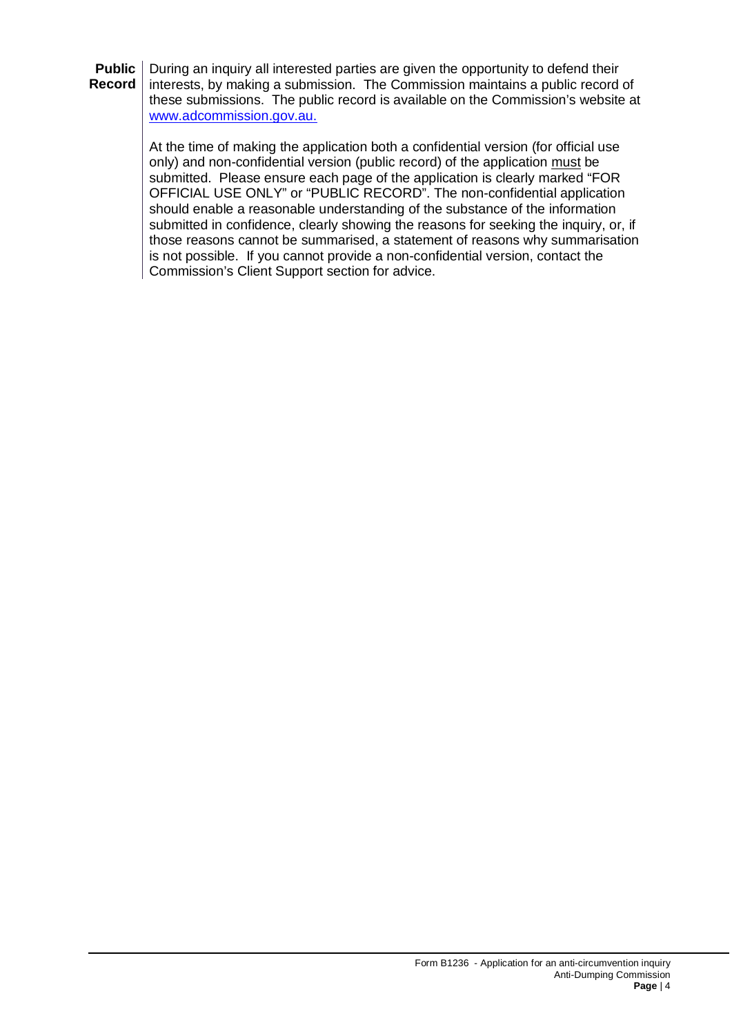**Public Record**

During an inquiry all interested parties are given the opportunity to defend their interests, by making a submission. The Commission maintains a public record of these submissions. The public record is available on the Commission's website at [www.adcommission.gov.au.](http://www.adcommission.gov.au)

At the time of making the application both a confidential version (for official use only) and non-confidential version (public record) of the application must be submitted. Please ensure each page of the application is clearly marked "FOR OFFICIAL USE ONLY" or "PUBLIC RECORD". The non-confidential application should enable a reasonable understanding of the substance of the information submitted in confidence, clearly showing the reasons for seeking the inquiry, or, if those reasons cannot be summarised, a statement of reasons why summarisation is not possible. If you cannot provide a non-confidential version, contact the Commission's Client Support section for advice.